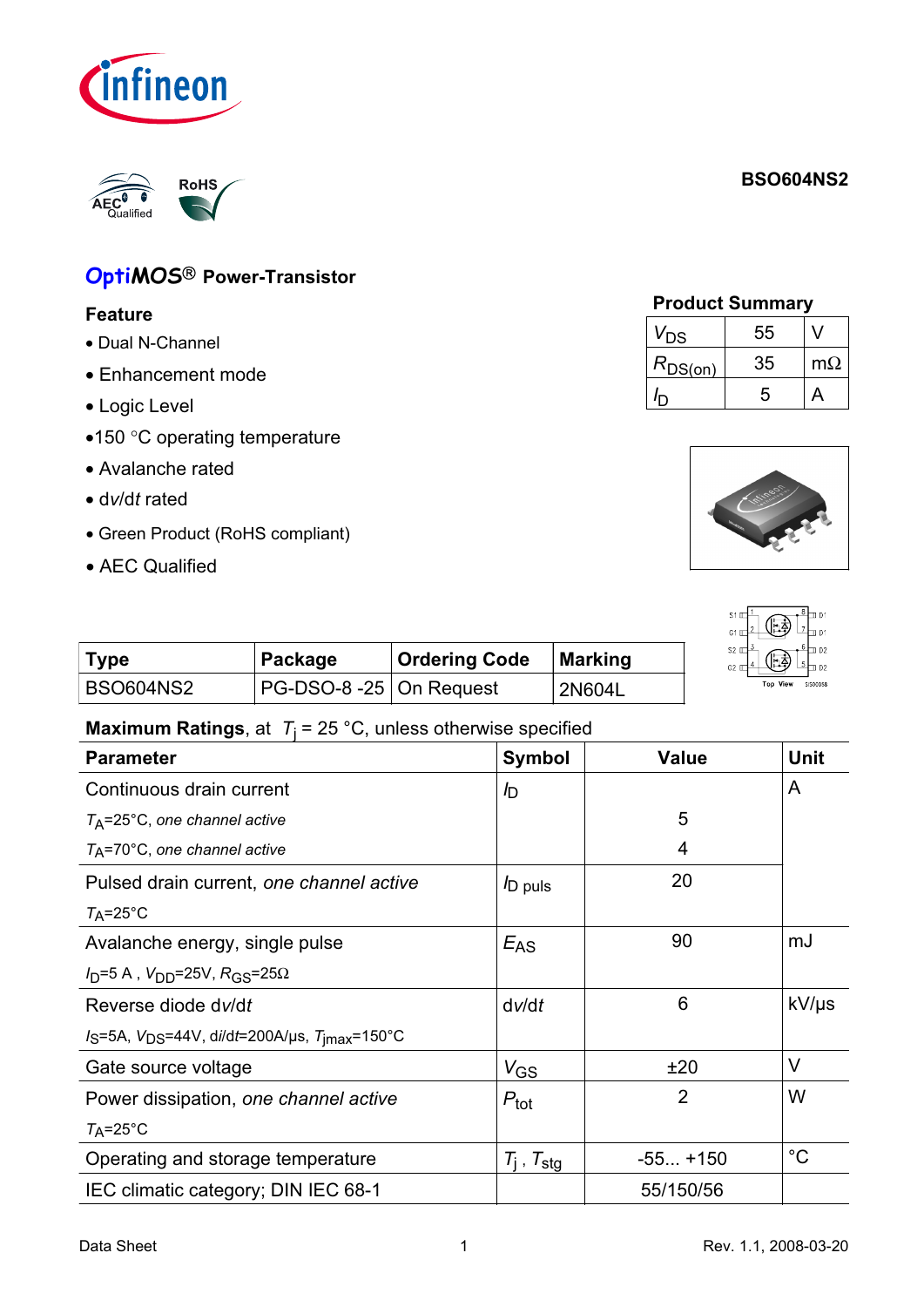# BSO604NS2

## OptiMOS® Power-Transistor

### Feature

- Dual N-Channel
- Enhancement mode
- Logic Level
- 150 °C operating temperature
- Avalanche rated
- d*v*/d*t* rated
- Green Product (RoHS compliant)
- AEC Qualified

### Product Summary

| | | |
|---|---|---|
| $V_{DS}$ | 55 | V |
| $R_{DS(on)}$ | 35 | mΩ |
| $I_D$ | 5 | A |

| Type | Package | Ordering Code | Marking |
|---|---|---|---|
| BSO604NS2 | PG-DSO-8 -25 | On Request | 2N604L |

**Maximum Ratings**, at $T_j$ = 25 °C, unless otherwise specified

| Parameter | Symbol | Value | Unit |
|---|---|---|---|
| Continuous drain current | $I_D$ | | A |
| $T_A$=25°C, *one channel active* | | 5 | |
| $T_A$=70°C, *one channel active* | | 4 | |
| Pulsed drain current, *one channel active* | $I_{D\ puls}$ | 20 | |
| $T_A$=25°C | | | |
| Avalanche energy, single pulse | $E_{AS}$ | 90 | mJ |
| $I_D$=5 A , $V_{DD}$=25V, $R_{GS}$=25Ω | | | |
| Reverse diode d*v*/d*t* | d*v*/d*t* | 6 | kV/µs |
| $I_S$=5A, $V_{DS}$=44V, d*i*/d*t*=200A/µs, $T_{jmax}$=150°C | | | |
| Gate source voltage | $V_{GS}$ | ±20 | V |
| Power dissipation, *one channel active* | $P_{tot}$ | 2 | W |
| $T_A$=25°C | | | |
| Operating and storage temperature | $T_j$ , $T_{stg}$ | -55... +150 | °C |
| IEC climatic category; DIN IEC 68-1 | | 55/150/56 | |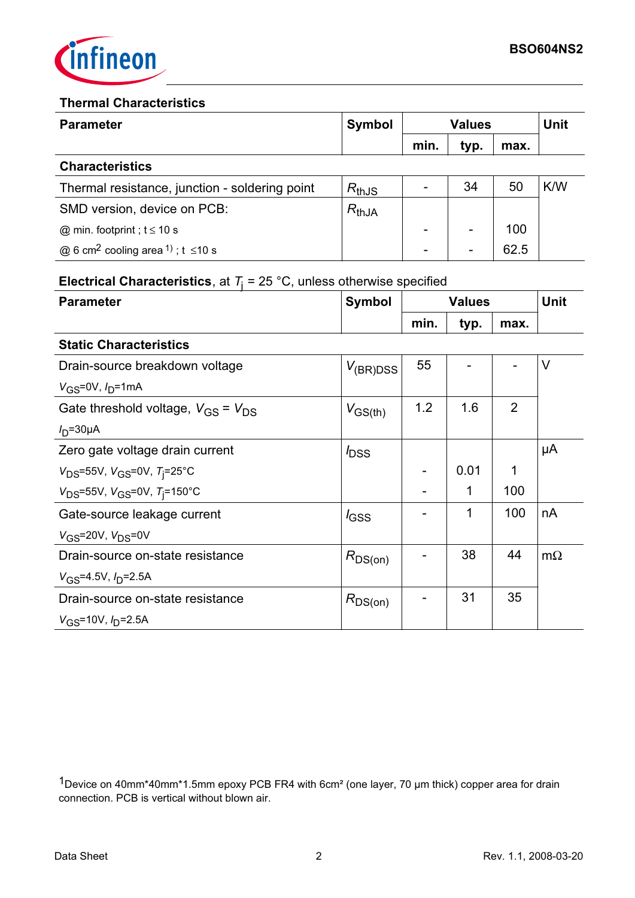## Thermal Characteristics

| Parameter | Symbol | Values | | | Unit |
|---|---|---|---|---|---|
| | | min. | typ. | max. | |
| **Characteristics** | | | | | |
| Thermal resistance, junction - soldering point | $R_{thJS}$ | - | 34 | 50 | K/W |
| SMD version, device on PCB: | $R_{thJA}$ | | | | |
| @ min. footprint ; t ≤ 10 s | | - | - | 100 | |
| @ 6 cm² cooling area [1] ; t ≤10 s | | - | - | 62.5 | |

## Electrical Characteristics, at $T_j$ = 25 °C, unless otherwise specified

| Parameter | Symbol | Values | | | Unit |
|---|---|---|---|---|---|
| | | min. | typ. | max. | |
| **Static Characteristics** | | | | | |
| Drain-source breakdown voltage<br>$V_{GS}$=0V, $I_D$=1mA | $V_{(BR)DSS}$ | 55 | - | - | V |
| Gate threshold voltage, $V_{GS}$ = $V_{DS}$<br>$I_D$=30µA | $V_{GS(th)}$ | 1.2 | 1.6 | 2 | |
| Zero gate voltage drain current | $I_{DSS}$ | | | | µA |
| $V_{DS}$=55V, $V_{GS}$=0V, $T_j$=25°C | | - | 0.01 | 1 | |
| $V_{DS}$=55V, $V_{GS}$=0V, $T_j$=150°C | | - | 1 | 100 | |
| Gate-source leakage current<br>$V_{GS}$=20V, $V_{DS}$=0V | $I_{GSS}$ | - | 1 | 100 | nA |
| Drain-source on-state resistance<br>$V_{GS}$=4.5V, $I_D$=2.5A | $R_{DS(on)}$ | - | 38 | 44 | mΩ |
| Drain-source on-state resistance<br>$V_{GS}$=10V, $I_D$=2.5A | $R_{DS(on)}$ | - | 31 | 35 | |

[1]Device on 40mm*40mm*1.5mm epoxy PCB FR4 with 6cm² (one layer, 70 µm thick) copper area for drain connection. PCB is vertical without blown air.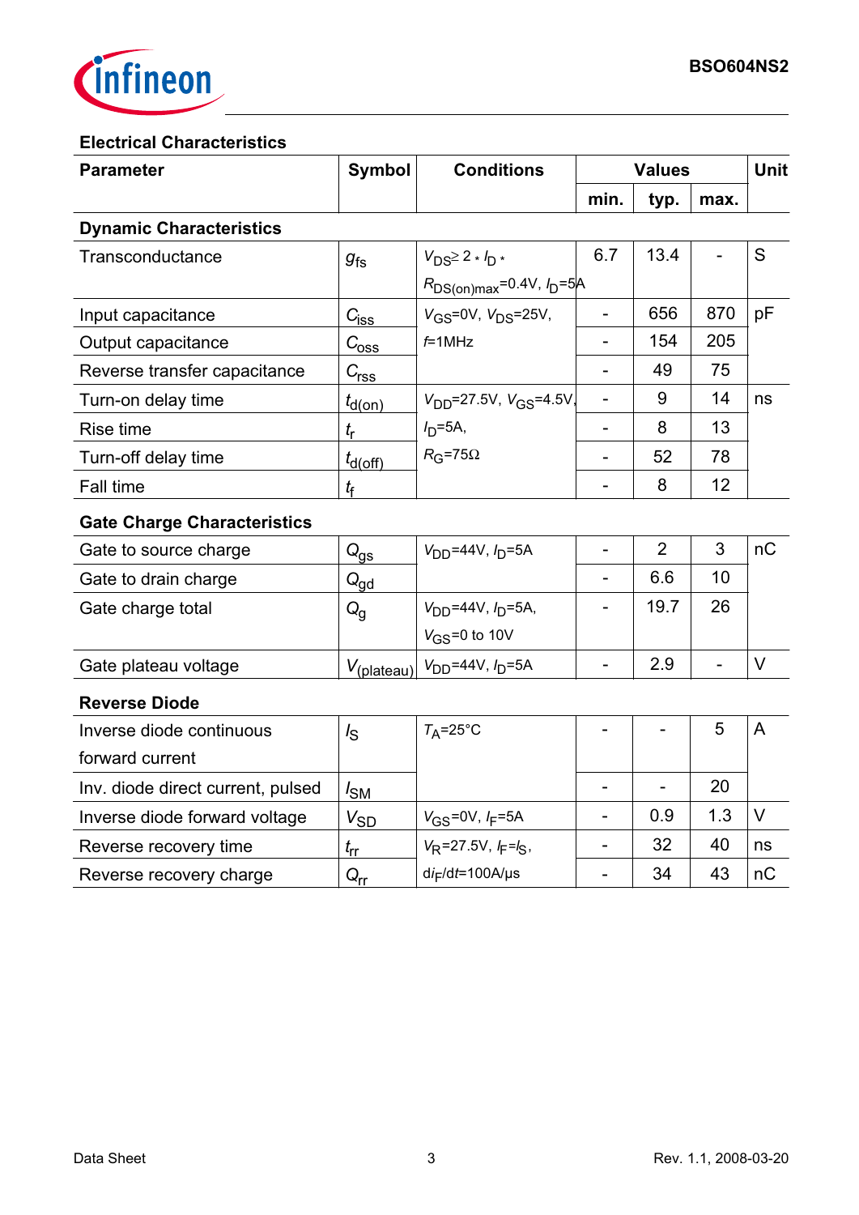## Electrical Characteristics

| Parameter | Symbol | Conditions | Values | | | Unit |
|---|---|---|---|---|---|---|
| | | | min. | typ. | max. | |
| **Dynamic Characteristics** | | | | | | |
| Transconductance | $g_{fs}$ | $V_{DS} \geq 2 * I_D * R_{DS(on)max}$=0.4V, $I_D$=5A | 6.7 | 13.4 | - | S |
| Input capacitance | $C_{iss}$ | $V_{GS}$=0V, $V_{DS}$=25V, $f$=1MHz | - | 656 | 870 | pF |
| Output capacitance | $C_{oss}$ | | - | 154 | 205 | |
| Reverse transfer capacitance | $C_{rss}$ | | - | 49 | 75 | |
| Turn-on delay time | $t_{d(on)}$ | $V_{DD}$=27.5V, $V_{GS}$=4.5V, $I_D$=5A, $R_G$=75Ω | - | 9 | 14 | ns |
| Rise time | $t_r$ | | - | 8 | 13 | |
| Turn-off delay time | $t_{d(off)}$ | | - | 52 | 78 | |
| Fall time | $t_f$ | | - | 8 | 12 | |
| **Gate Charge Characteristics** | | | | | | |
| Gate to source charge | $Q_{gs}$ | $V_{DD}$=44V, $I_D$=5A | - | 2 | 3 | nC |
| Gate to drain charge | $Q_{gd}$ | | - | 6.6 | 10 | |
| Gate charge total | $Q_g$ | $V_{DD}$=44V, $I_D$=5A, $V_{GS}$=0 to 10V | - | 19.7 | 26 | |
| Gate plateau voltage | $V_{(plateau)}$ | $V_{DD}$=44V, $I_D$=5A | - | 2.9 | - | V |
| **Reverse Diode** | | | | | | |
| Inverse diode continuous forward current | $I_S$ | $T_A$=25°C | - | - | 5 | A |
| Inv. diode direct current, pulsed | $I_{SM}$ | | - | - | 20 | |
| Inverse diode forward voltage | $V_{SD}$ | $V_{GS}$=0V, $I_F$=5A | - | 0.9 | 1.3 | V |
| Reverse recovery time | $t_{rr}$ | $V_R$=27.5V, $I_F$=$I_S$, d$i_F$/d$t$=100A/µs | - | 32 | 40 | ns |
| Reverse recovery charge | $Q_{rr}$ | | - | 34 | 43 | nC |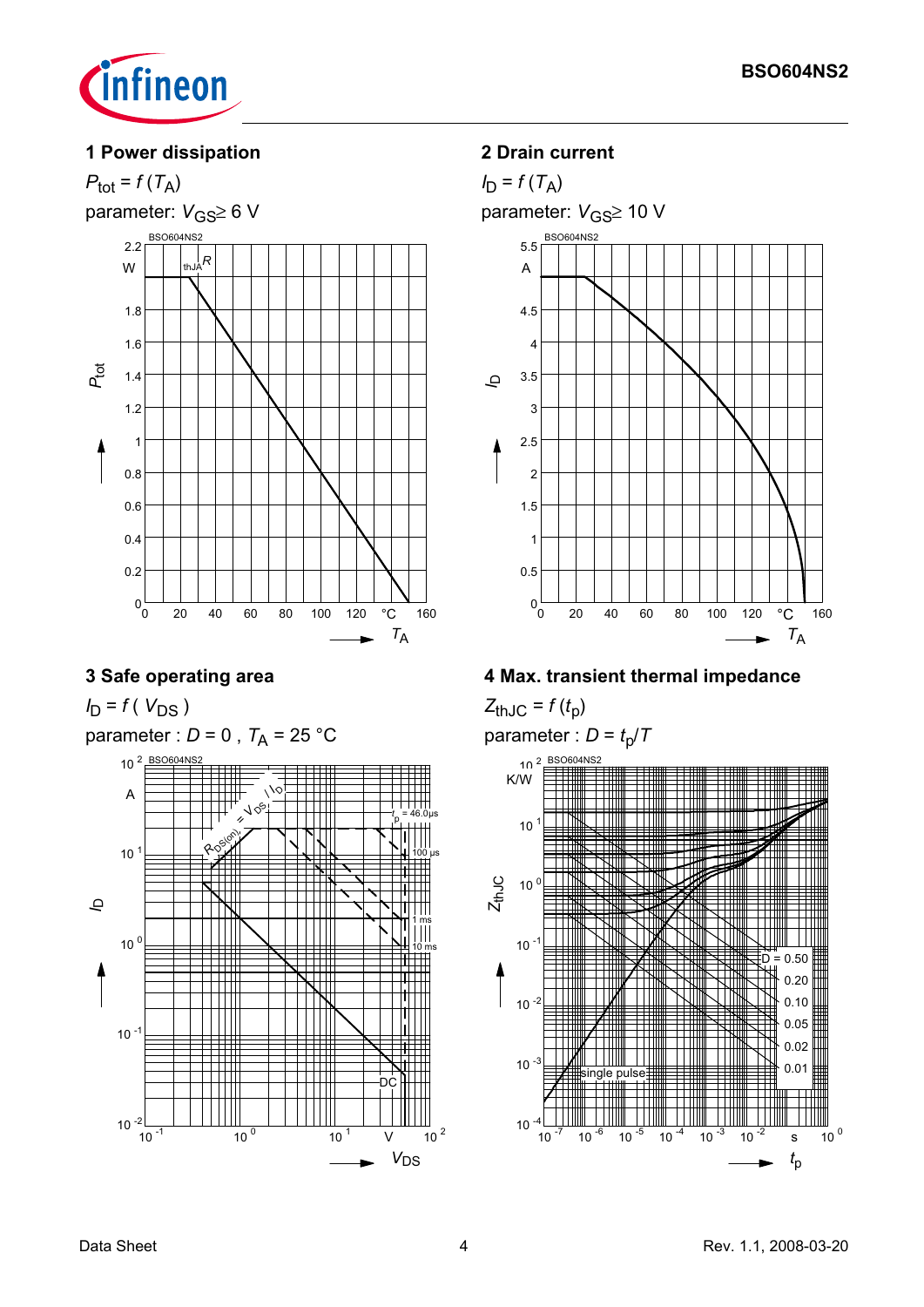## 1 Power dissipation

$P_{tot} = f(T_A)$

parameter: $V_{GS} \geq 6$ V

## 2 Drain current

$I_D = f(T_A)$

parameter: $V_{GS} \geq 10$ V

## 3 Safe operating area

$I_D = f(V_{DS})$

parameter : $D = 0$ , $T_A = 25$ °C

## 4 Max. transient thermal impedance

$Z_{thJC} = f(t_p)$

parameter : $D = t_p/T$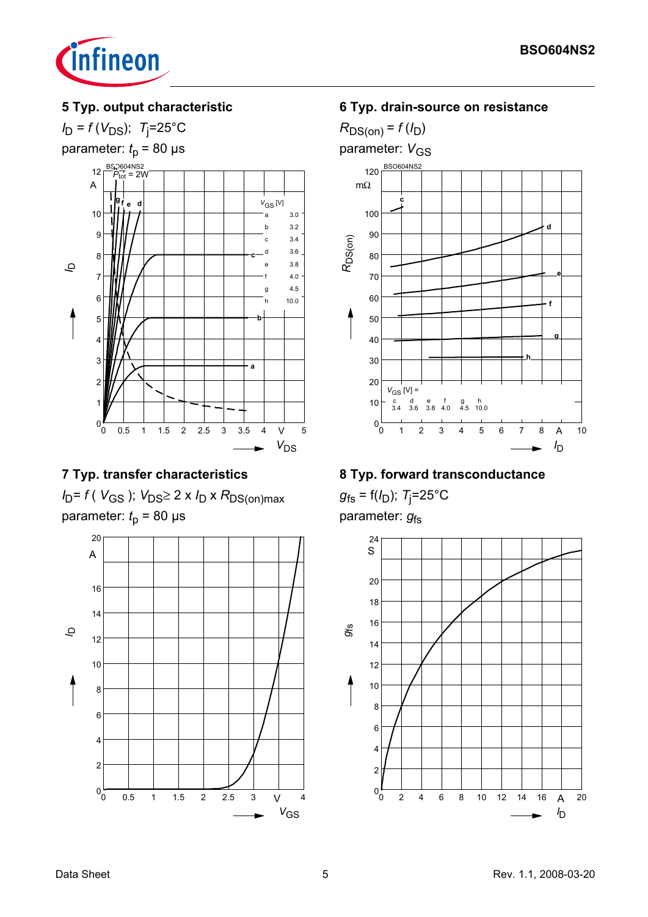## 5 Typ. output characteristic

$I_D = f(V_{DS})$; $T_j$=25°C

parameter: $t_p$ = 80 µs

| | $V_{GS}$ [V] |
|---|---|
| a | 3.0 |
| b | 3.2 |
| c | 3.4 |
| d | 3.6 |
| e | 3.8 |
| f | 4.0 |
| g | 4.5 |
| h | 10.0 |

## 6 Typ. drain-source on resistance

$R_{DS(on)} = f(I_D)$

parameter: $V_{GS}$

| $V_{GS}$ [V] = | c | d | e | f | g | h |
|---|---|---|---|---|---|---|
| | 3.4 | 3.6 | 3.8 | 4.0 | 4.5 | 10.0 |

## 7 Typ. transfer characteristics

$I_D = f(V_{GS})$; $V_{DS} \geq 2 \times I_D \times R_{DS(on)max}$

parameter: $t_p$ = 80 µs

## 8 Typ. forward transconductance

$g_{fs} = f(I_D)$; $T_j$=25°C

parameter: $g_{fs}$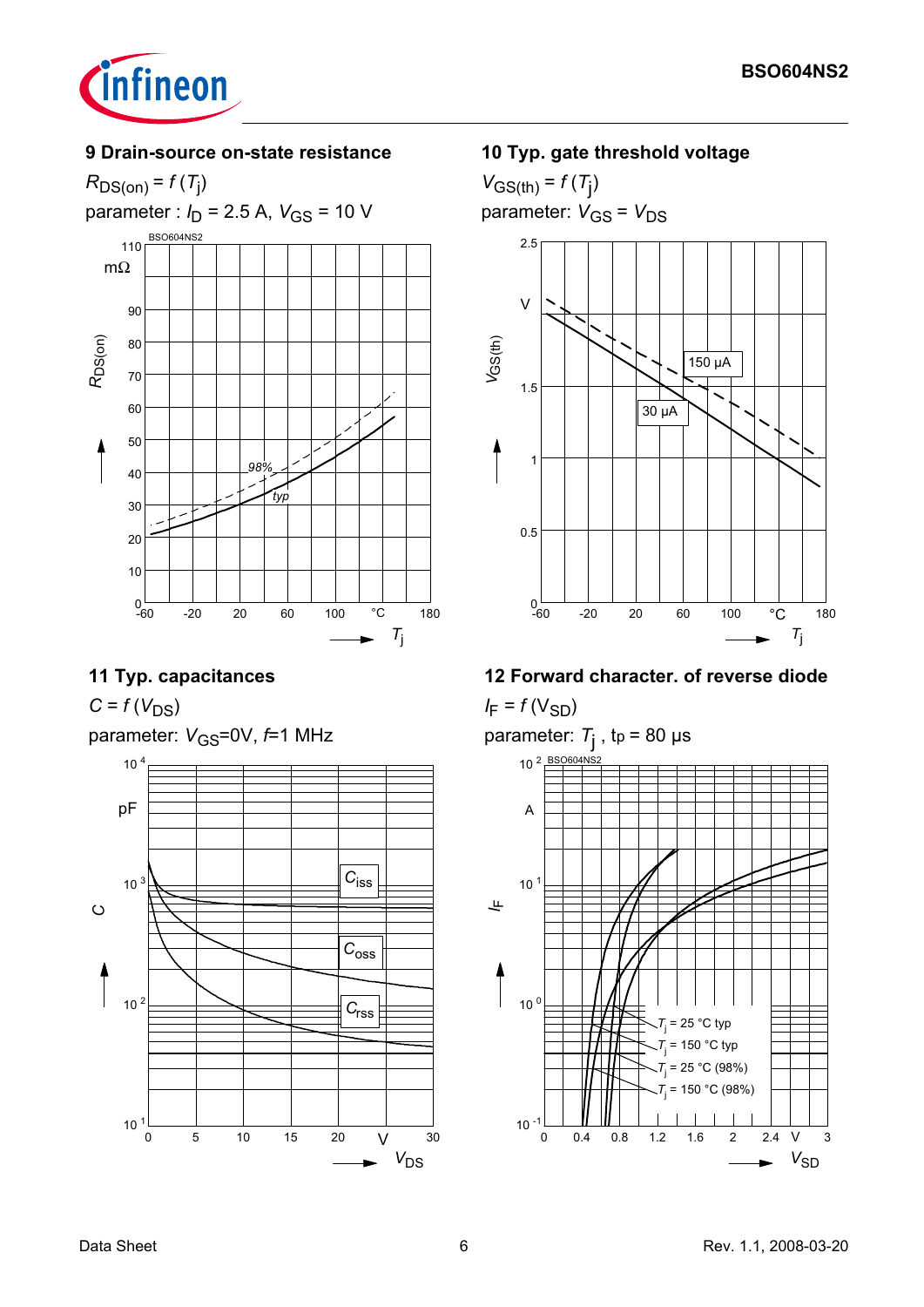## 9 Drain-source on-state resistance

$R_{DS(on)} = f(T_j)$

parameter : $I_D$ = 2.5 A, $V_{GS}$ = 10 V

## 10 Typ. gate threshold voltage

$V_{GS(th)} = f(T_j)$

parameter: $V_{GS} = V_{DS}$

## 11 Typ. capacitances

$C = f(V_{DS})$

parameter: $V_{GS}$=0V, $f$=1 MHz

## 12 Forward character. of reverse diode

$I_F = f(V_{SD})$

parameter: $T_j$ , $t_p$ = 80 µs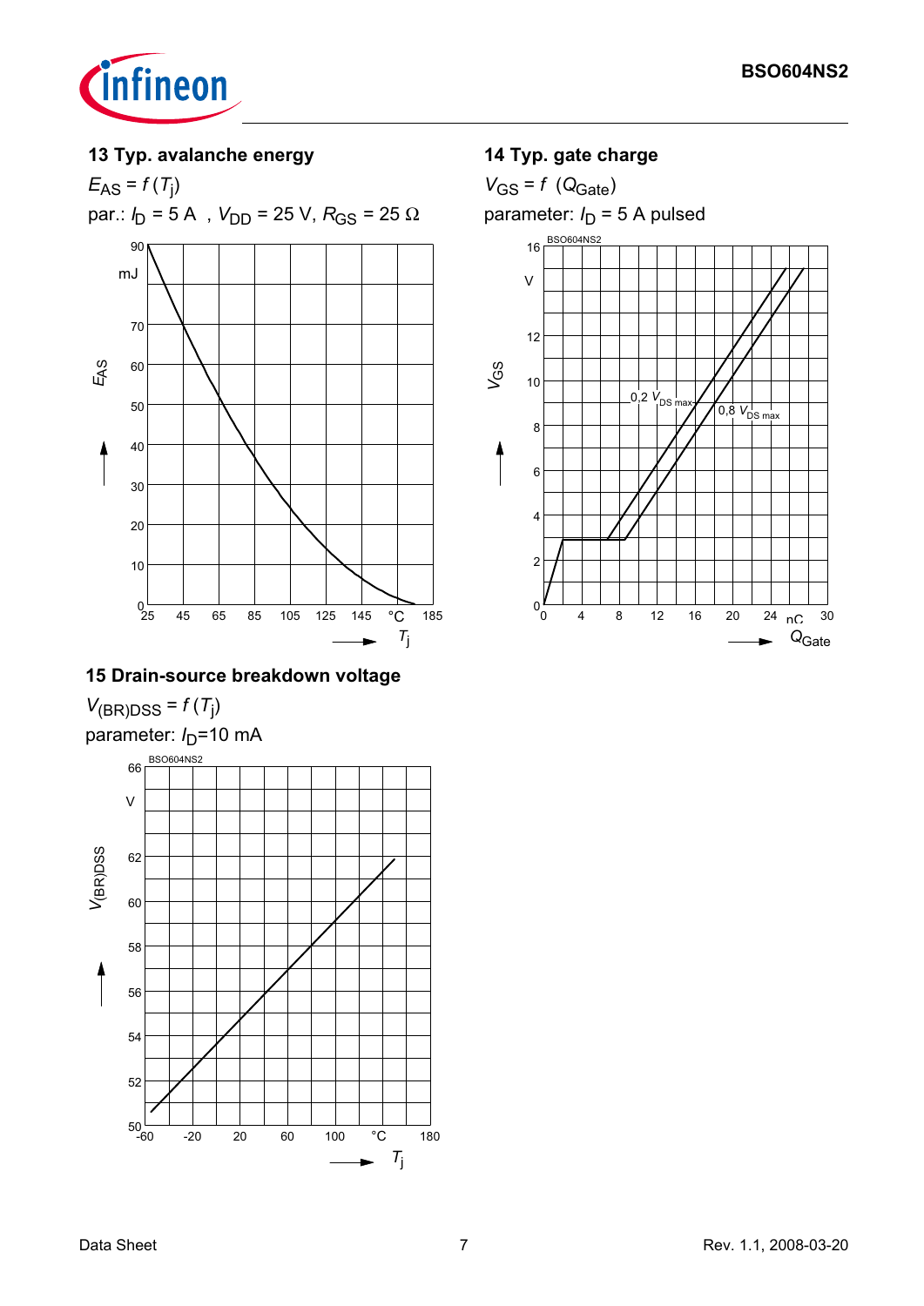### 13 Typ. avalanche energy

$E_{AS} = f(T_j)$

par.: $I_D$ = 5 A , $V_{DD}$ = 25 V, $R_{GS}$ = 25 Ω

### 14 Typ. gate charge

$V_{GS} = f(Q_{Gate})$

parameter: $I_D$ = 5 A pulsed

### 15 Drain-source breakdown voltage

$V_{(BR)DSS} = f(T_j)$

parameter: $I_D$=10 mA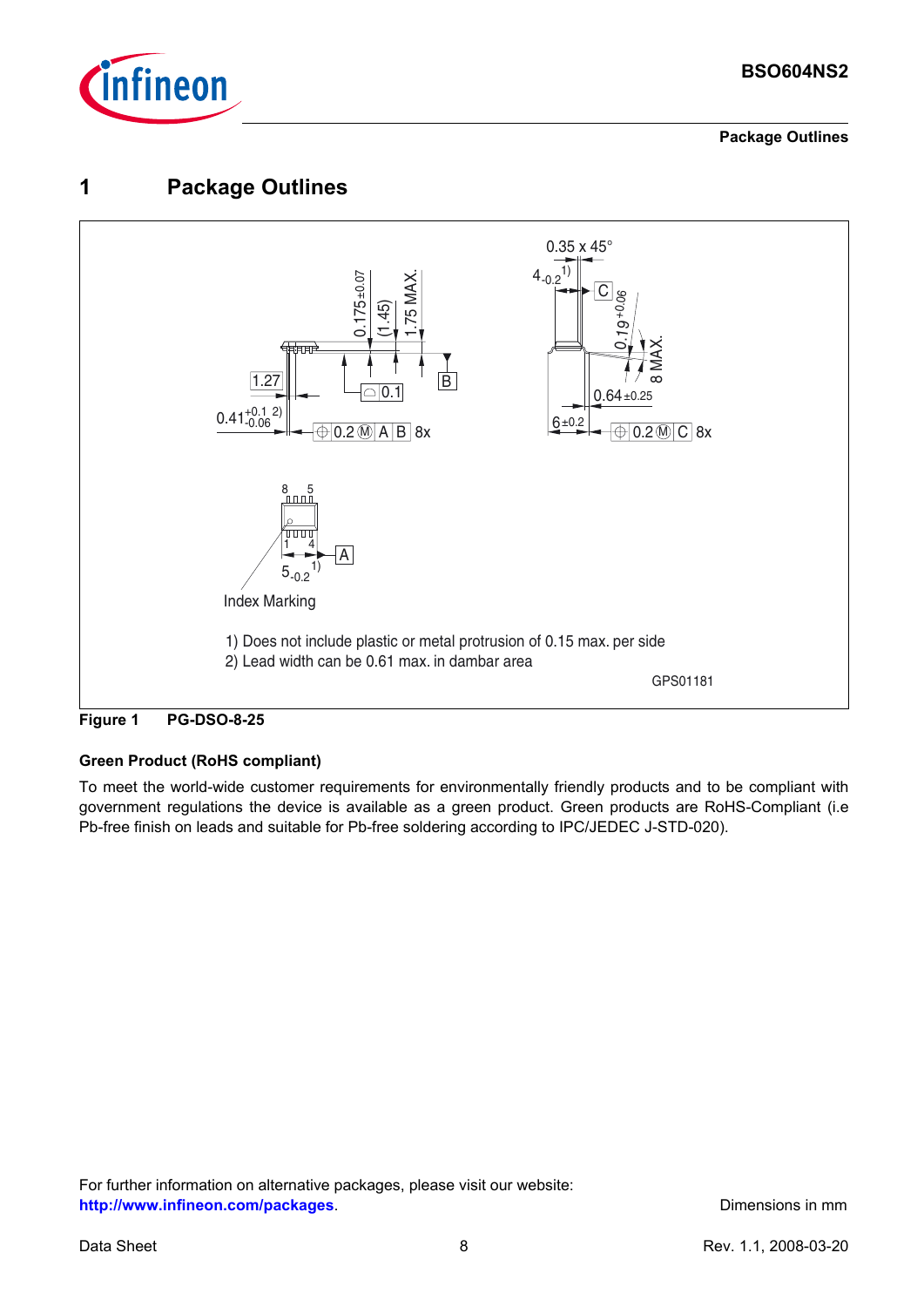# 1 Package Outlines

1) Does not include plastic or metal protrusion of 0.15 max. per side

2) Lead width can be 0.61 max. in dambar area

GPS01181

**Figure 1 PG-DSO-8-25**

**Green Product (RoHS compliant)**

To meet the world-wide customer requirements for environmentally friendly products and to be compliant with government regulations the device is available as a green product. Green products are RoHS-Compliant (i.e Pb-free finish on leads and suitable for Pb-free soldering according to IPC/JEDEC J-STD-020).

For further information on alternative packages, please visit our website:
**http://www.infineon.com/packages**.

Dimensions in mm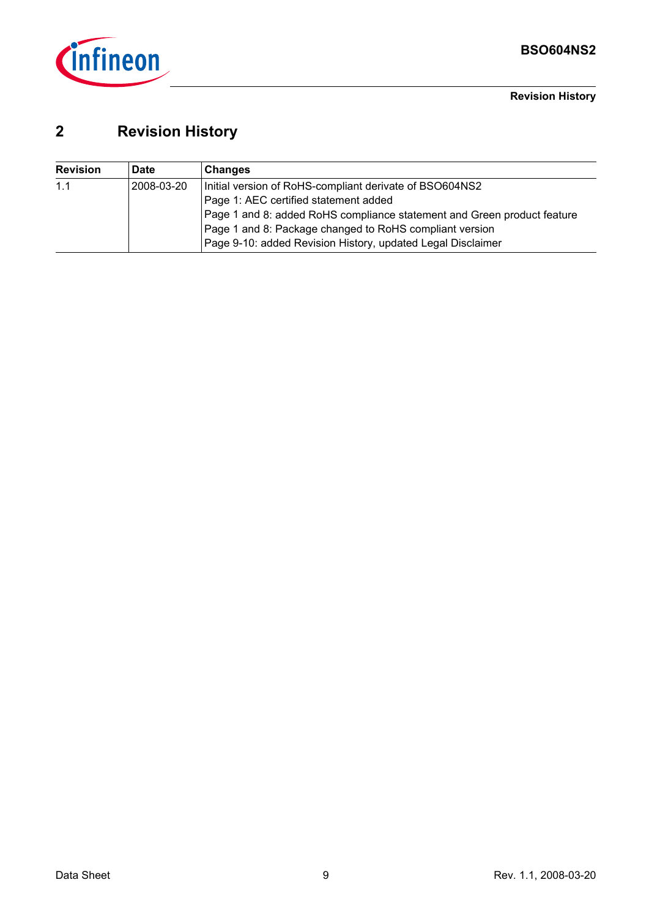## 2 Revision History

| Revision | Date | Changes |
|---|---|---|
| 1.1 | 2008-03-20 | Initial version of RoHS-compliant derivate of BSO604NS2<br>Page 1: AEC certified statement added<br>Page 1 and 8: added RoHS compliance statement and Green product feature<br>Page 1 and 8: Package changed to RoHS compliant version<br>Page 9-10: added Revision History, updated Legal Disclaimer |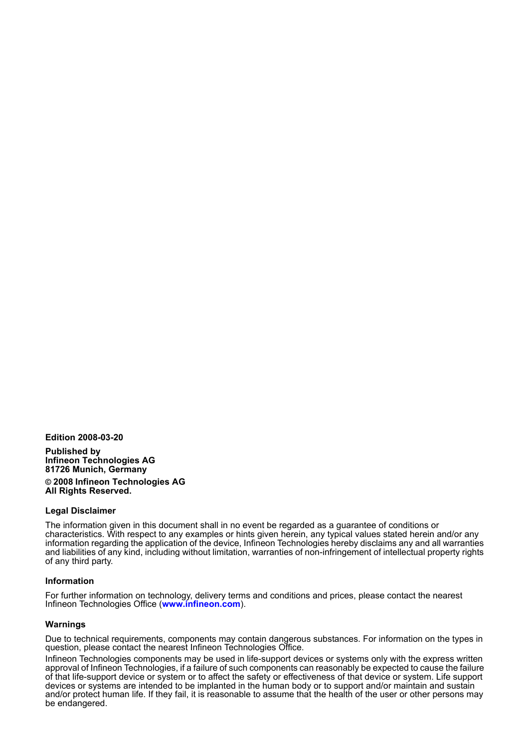**Edition 2008-03-20**

**Published by**
**Infineon Technologies AG**
**81726 Munich, Germany**

**© 2008 Infineon Technologies AG**
**All Rights Reserved.**

### Legal Disclaimer

The information given in this document shall in no event be regarded as a guarantee of conditions or characteristics. With respect to any examples or hints given herein, any typical values stated herein and/or any information regarding the application of the device, Infineon Technologies hereby disclaims any and all warranties and liabilities of any kind, including without limitation, warranties of non-infringement of intellectual property rights of any third party.

### Information

For further information on technology, delivery terms and conditions and prices, please contact the nearest Infineon Technologies Office (**www.infineon.com**).

### Warnings

Due to technical requirements, components may contain dangerous substances. For information on the types in question, please contact the nearest Infineon Technologies Office.

Infineon Technologies components may be used in life-support devices or systems only with the express written approval of Infineon Technologies, if a failure of such components can reasonably be expected to cause the failure of that life-support device or system or to affect the safety or effectiveness of that device or system. Life support devices or systems are intended to be implanted in the human body or to support and/or maintain and sustain and/or protect human life. If they fail, it is reasonable to assume that the health of the user or other persons may be endangered.